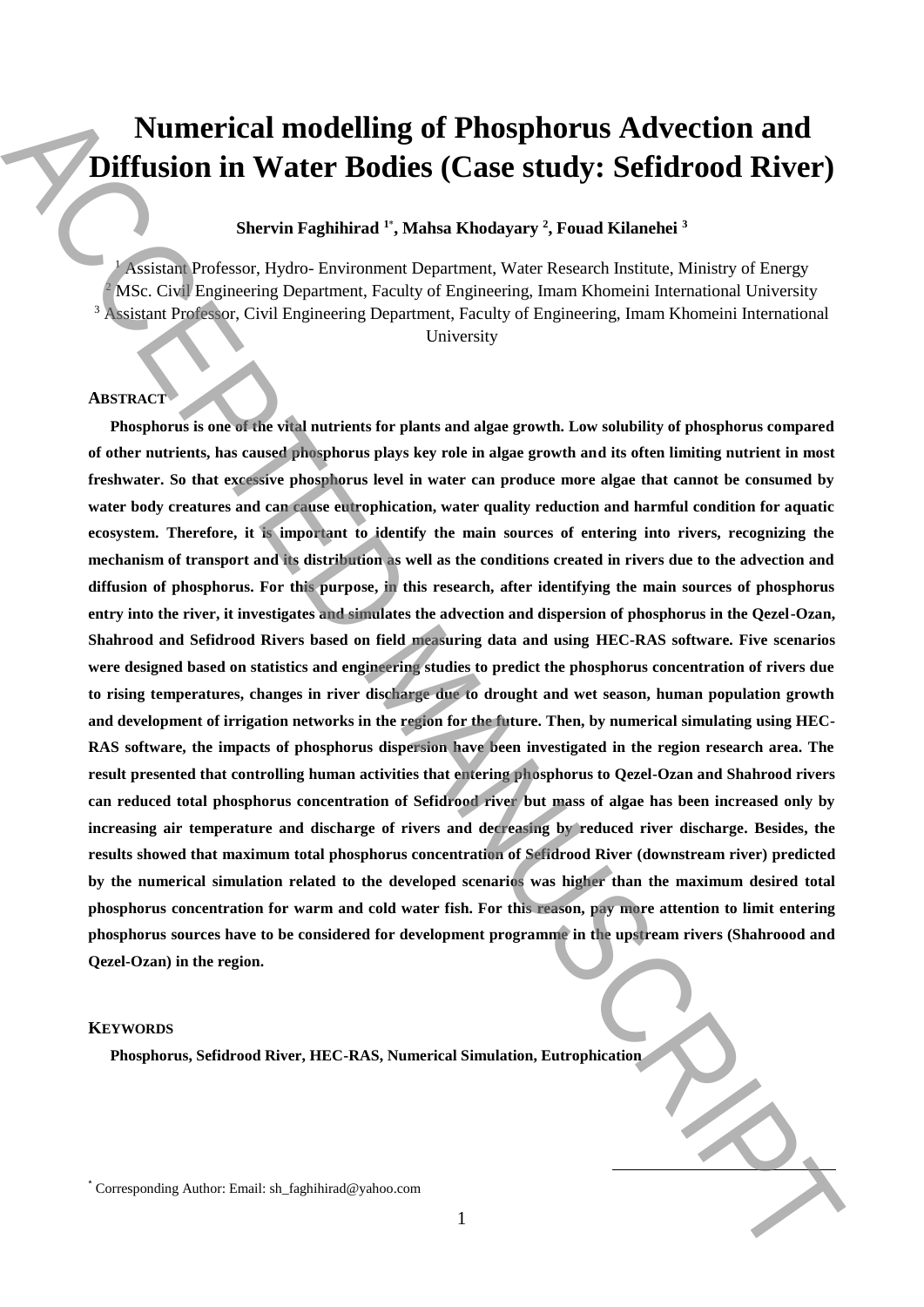# Numerical modelling of Phosphorus Advection and Diffusion in Water Bodies (Case study: Sefidrood River)

**Shervin Faghihirad [1*], Mahsa Khodayary [2], Fouad Kilanehei [3]**

[1] Assistant Professor, Hydro- Environment Department, Water Research Institute, Ministry of Energy
[2] MSc. Civil Engineering Department, Faculty of Engineering, Imam Khomeini International University
[3] Assistant Professor, Civil Engineering Department, Faculty of Engineering, Imam Khomeini International University

## ABSTRACT

**Phosphorus is one of the vital nutrients for plants and algae growth. Low solubility of phosphorus compared of other nutrients, has caused phosphorus plays key role in algae growth and its often limiting nutrient in most freshwater. So that excessive phosphorus level in water can produce more algae that cannot be consumed by water body creatures and can cause eutrophication, water quality reduction and harmful condition for aquatic ecosystem. Therefore, it is important to identify the main sources of entering into rivers, recognizing the mechanism of transport and its distribution as well as the conditions created in rivers due to the advection and diffusion of phosphorus. For this purpose, in this research, after identifying the main sources of phosphorus entry into the river, it investigates and simulates the advection and dispersion of phosphorus in the Qezel-Ozan, Shahrood and Sefidrood Rivers based on field measuring data and using HEC-RAS software. Five scenarios were designed based on statistics and engineering studies to predict the phosphorus concentration of rivers due to rising temperatures, changes in river discharge due to drought and wet season, human population growth and development of irrigation networks in the region for the future. Then, by numerical simulating using HEC-RAS software, the impacts of phosphorus dispersion have been investigated in the region research area. The result presented that controlling human activities that entering phosphorus to Qezel-Ozan and Shahrood rivers can reduced total phosphorus concentration of Sefidrood river but mass of algae has been increased only by increasing air temperature and discharge of rivers and decreasing by reduced river discharge. Besides, the results showed that maximum total phosphorus concentration of Sefidrood River (downstream river) predicted by the numerical simulation related to the developed scenarios was higher than the maximum desired total phosphorus concentration for warm and cold water fish. For this reason, pay more attention to limit entering phosphorus sources have to be considered for development programme in the upstream rivers (Shahroood and Qezel-Ozan) in the region.**

## KEYWORDS

**Phosphorus, Sefidrood River, HEC-RAS, Numerical Simulation, Eutrophication**

[*] Corresponding Author: Email: sh_faghihirad@yahoo.com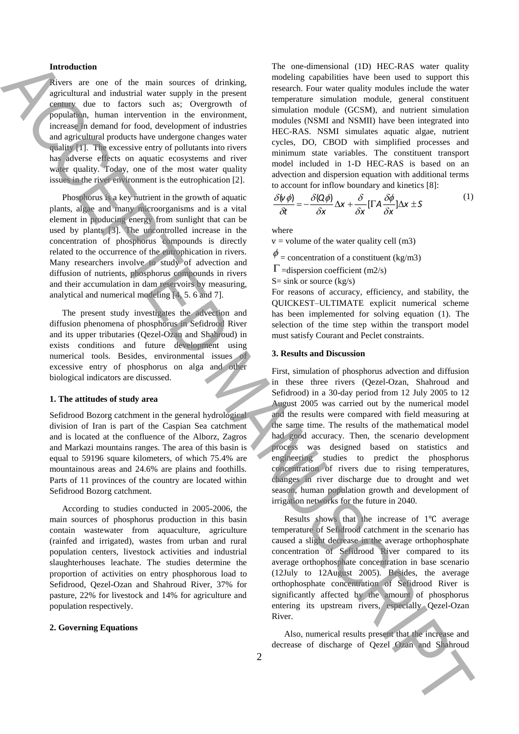**Introduction**

Rivers are one of the main sources of drinking, agricultural and industrial water supply in the present century due to factors such as; Overgrowth of population, human intervention in the environment, increase in demand for food, development of industries and agricultural products have undergone changes water quality [1]. The excessive entry of pollutants into rivers has adverse effects on aquatic ecosystems and river water quality. Today, one of the most water quality issues in the river environment is the eutrophication [2].

Phosphorus is a key nutrient in the growth of aquatic plants, algae and many microorganisms and is a vital element in producing energy from sunlight that can be used by plants [3]. The uncontrolled increase in the concentration of phosphorus compounds is directly related to the occurrence of the eutrophication in rivers. Many researchers involve to study of advection and diffusion of nutrients, phosphorus compounds in rivers and their accumulation in dam reservoirs by measuring, analytical and numerical modeling [4, 5. 6 and 7].

The present study investigates the advection and diffusion phenomena of phosphorus in Sefidrood River and its upper tributaries (Qezel-Ozan and Shahroud) in exists conditions and future development using numerical tools. Besides, environmental issues of excessive entry of phosphorus on alga and other biological indicators are discussed.

**1. The attitudes of study area**

Sefidrood Bozorg catchment in the general hydrological division of Iran is part of the Caspian Sea catchment and is located at the confluence of the Alborz, Zagros and Markazi mountains ranges. The area of this basin is equal to 59196 square kilometers, of which 75.4% are mountainous areas and 24.6% are plains and foothills. Parts of 11 provinces of the country are located within Sefidrood Bozorg catchment.

According to studies conducted in 2005-2006, the main sources of phosphorus production in this basin contain wastewater from aquaculture, agriculture (rainfed and irrigated), wastes from urban and rural population centers, livestock activities and industrial slaughterhouses leachate. The studies determine the proportion of activities on entry phosphorous load to Sefidrood, Qezel-Ozan and Shahroud River, 37% for pasture, 22% for livestock and 14% for agriculture and population respectively.

**2. Governing Equations**

The one-dimensional (1D) HEC-RAS water quality modeling capabilities have been used to support this research. Four water quality modules include the water temperature simulation module, general constituent simulation module (GCSM), and nutrient simulation modules (NSMI and NSMII) have been integrated into HEC-RAS. NSMI simulates aquatic algae, nutrient cycles, DO, CBOD with simplified processes and minimum state variables. The constituent transport model included in 1-D HEC-RAS is based on an advection and dispersion equation with additional terms to account for inflow boundary and kinetics [8]:

$$\frac{\delta(v\phi)}{\delta t} = -\frac{\delta(Q\phi)}{\delta x}\Delta x + \frac{\delta}{\delta x}[\Gamma A\frac{\delta\phi}{\delta x}]\Delta x \pm S \tag{1}$$

where

$v$ = volume of the water quality cell (m3)

$\phi$ = concentration of a constituent (kg/m3)

$\Gamma$ =dispersion coefficient (m2/s)

S= sink or source (kg/s)

For reasons of accuracy, efficiency, and stability, the QUICKEST–ULTIMATE explicit numerical scheme has been implemented for solving equation (1). The selection of the time step within the transport model must satisfy Courant and Peclet constraints.

**3. Results and Discussion**

First, simulation of phosphorus advection and diffusion in these three rivers (Qezel-Ozan, Shahroud and Sefidrood) in a 30-day period from 12 July 2005 to 12 August 2005 was carried out by the numerical model and the results were compared with field measuring at the same time. The results of the mathematical model had good accuracy. Then, the scenario development process was designed based on statistics and engineering studies to predict the phosphorus concentration of rivers due to rising temperatures, changes in river discharge due to drought and wet season, human population growth and development of irrigation networks for the future in 2040.

Results shows that the increase of 1℃ average temperature of Sefidrood catchment in the scenario has caused a slight decrease in the average orthophosphate concentration of Sefidrood River compared to its average orthophosphate concentration in base scenario (12July to 12August 2005). Besides, the average orthophosphate concentration of Sefidrood River is significantly affected by the amount of phosphorus entering its upstream rivers, especially Qezel-Ozan River.

Also, numerical results present that the increase and decrease of discharge of Qezel Ozan and Shahroud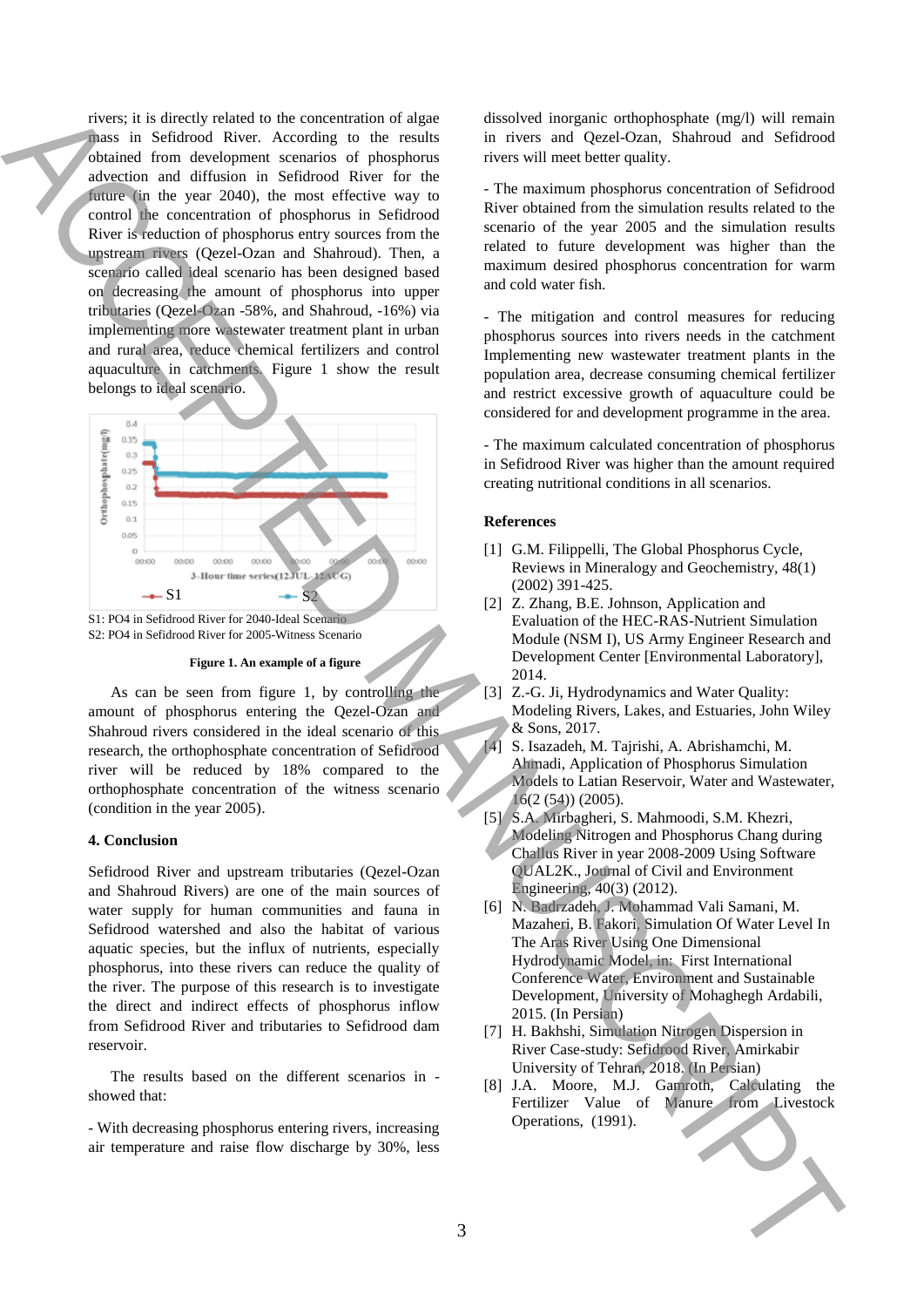rivers; it is directly related to the concentration of algae mass in Sefidrood River. According to the results obtained from development scenarios of phosphorus advection and diffusion in Sefidrood River for the future (in the year 2040), the most effective way to control the concentration of phosphorus in Sefidrood River is reduction of phosphorus entry sources from the upstream rivers (Qezel-Ozan and Shahroud). Then, a scenario called ideal scenario has been designed based on decreasing the amount of phosphorus into upper tributaries (Qezel-Ozan -58%, and Shahroud, -16%) via implementing more wastewater treatment plant in urban and rural area, reduce chemical fertilizers and control aquaculture in catchments. Figure 1 show the result belongs to ideal scenario.

Orthophosphate(mg/l)

0.4
0.35
0.3
0.25
0.2
0.15
0.1
0.05
0

00:00 00:00 00:00 00:00 00:00 00:00 00:00 00:00

3-Hour time series(12JUL-12AUG)

S1 S2

S1: PO4 in Sefidrood River for 2040-Ideal Scenario
S2: PO4 in Sefidrood River for 2005-Witness Scenario

**Figure 1. An example of a figure**

As can be seen from figure 1, by controlling the amount of phosphorus entering the Qezel-Ozan and Shahroud rivers considered in the ideal scenario of this research, the orthophosphate concentration of Sefidrood river will be reduced by 18% compared to the orthophosphate concentration of the witness scenario (condition in the year 2005).

## 4. Conclusion

Sefidrood River and upstream tributaries (Qezel-Ozan and Shahroud Rivers) are one of the main sources of water supply for human communities and fauna in Sefidrood watershed and also the habitat of various aquatic species, but the influx of nutrients, especially phosphorus, into these rivers can reduce the quality of the river. The purpose of this research is to investigate the direct and indirect effects of phosphorus inflow from Sefidrood River and tributaries to Sefidrood dam reservoir.

The results based on the different scenarios in - showed that:

- With decreasing phosphorus entering rivers, increasing air temperature and raise flow discharge by 30%, less dissolved inorganic orthophosphate (mg/l) will remain in rivers and Qezel-Ozan, Shahroud and Sefidrood rivers will meet better quality.

- The maximum phosphorus concentration of Sefidrood River obtained from the simulation results related to the scenario of the year 2005 and the simulation results related to future development was higher than the maximum desired phosphorus concentration for warm and cold water fish.

- The mitigation and control measures for reducing phosphorus sources into rivers needs in the catchment Implementing new wastewater treatment plants in the population area, decrease consuming chemical fertilizer and restrict excessive growth of aquaculture could be considered for and development programme in the area.

- The maximum calculated concentration of phosphorus in Sefidrood River was higher than the amount required creating nutritional conditions in all scenarios.

## References

[1] G.M. Filippelli, The Global Phosphorus Cycle, Reviews in Mineralogy and Geochemistry, 48(1) (2002) 391-425.

[2] Z. Zhang, B.E. Johnson, Application and Evaluation of the HEC-RAS-Nutrient Simulation Module (NSM I), US Army Engineer Research and Development Center [Environmental Laboratory], 2014.

[3] Z.-G. Ji, Hydrodynamics and Water Quality: Modeling Rivers, Lakes, and Estuaries, John Wiley & Sons, 2017.

[4] S. Isazadeh, M. Tajrishi, A. Abrishamchi, M. Ahmadi, Application of Phosphorus Simulation Models to Latian Reservoir, Water and Wastewater, 16(2 (54)) (2005).

[5] S.A. Mirbagheri, S. Mahmoodi, S.M. Khezri, Modeling Nitrogen and Phosphorus Chang during Challus River in year 2008-2009 Using Software QUAL2K., Journal of Civil and Environment Engineering, 40(3) (2012).

[6] N. Badrzadeh, J. Mohammad Vali Samani, M. Mazaheri, B. Fakori, Simulation Of Water Level In The Aras River Using One Dimensional Hydrodynamic Model, in: First International Conference Water, Environment and Sustainable Development, University of Mohaghegh Ardabili, 2015. (In Persian)

[7] H. Bakhshi, Simulation Nitrogen Dispersion in River Case-study: Sefidrood River, Amirkabir University of Tehran, 2018. (In Persian)

[8] J.A. Moore, M.J. Gamroth, Calculating the Fertilizer Value of Manure from Livestock Operations, (1991).